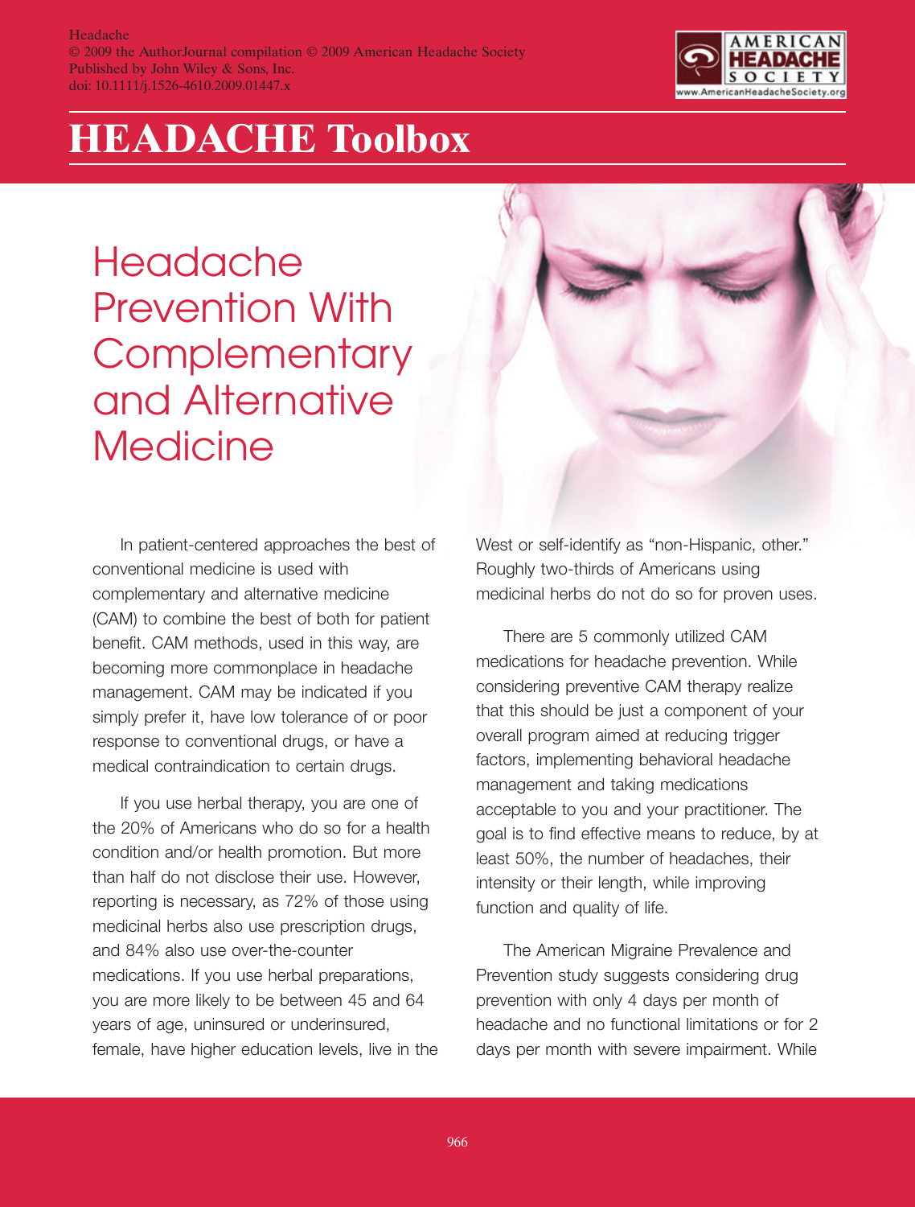# HEADACHE Toolbox

## Headache Prevention With Complementary and Alternative Medicine

In patient-centered approaches the best of conventional medicine is used with complementary and alternative medicine (CAM) to combine the best of both for patient benefit. CAM methods, used in this way, are becoming more commonplace in headache management. CAM may be indicated if you simply prefer it, have low tolerance of or poor response to conventional drugs, or have a medical contraindication to certain drugs.

If you use herbal therapy, you are one of the 20% of Americans who do so for a health condition and/or health promotion. But more than half do not disclose their use. However, reporting is necessary, as 72% of those using medicinal herbs also use prescription drugs, and 84% also use over-the-counter medications. If you use herbal preparations, you are more likely to be between 45 and 64 years of age, uninsured or underinsured, female, have higher education levels, live in the West or self-identify as "non-Hispanic, other." Roughly two-thirds of Americans using medicinal herbs do not do so for proven uses.

There are 5 commonly utilized CAM medications for headache prevention. While considering preventive CAM therapy realize that this should be just a component of your overall program aimed at reducing trigger factors, implementing behavioral headache management and taking medications acceptable to you and your practitioner. The goal is to find effective means to reduce, by at least 50%, the number of headaches, their intensity or their length, while improving function and quality of life.

The American Migraine Prevalence and Prevention study suggests considering drug prevention with only 4 days per month of headache and no functional limitations or for 2 days per month with severe impairment. While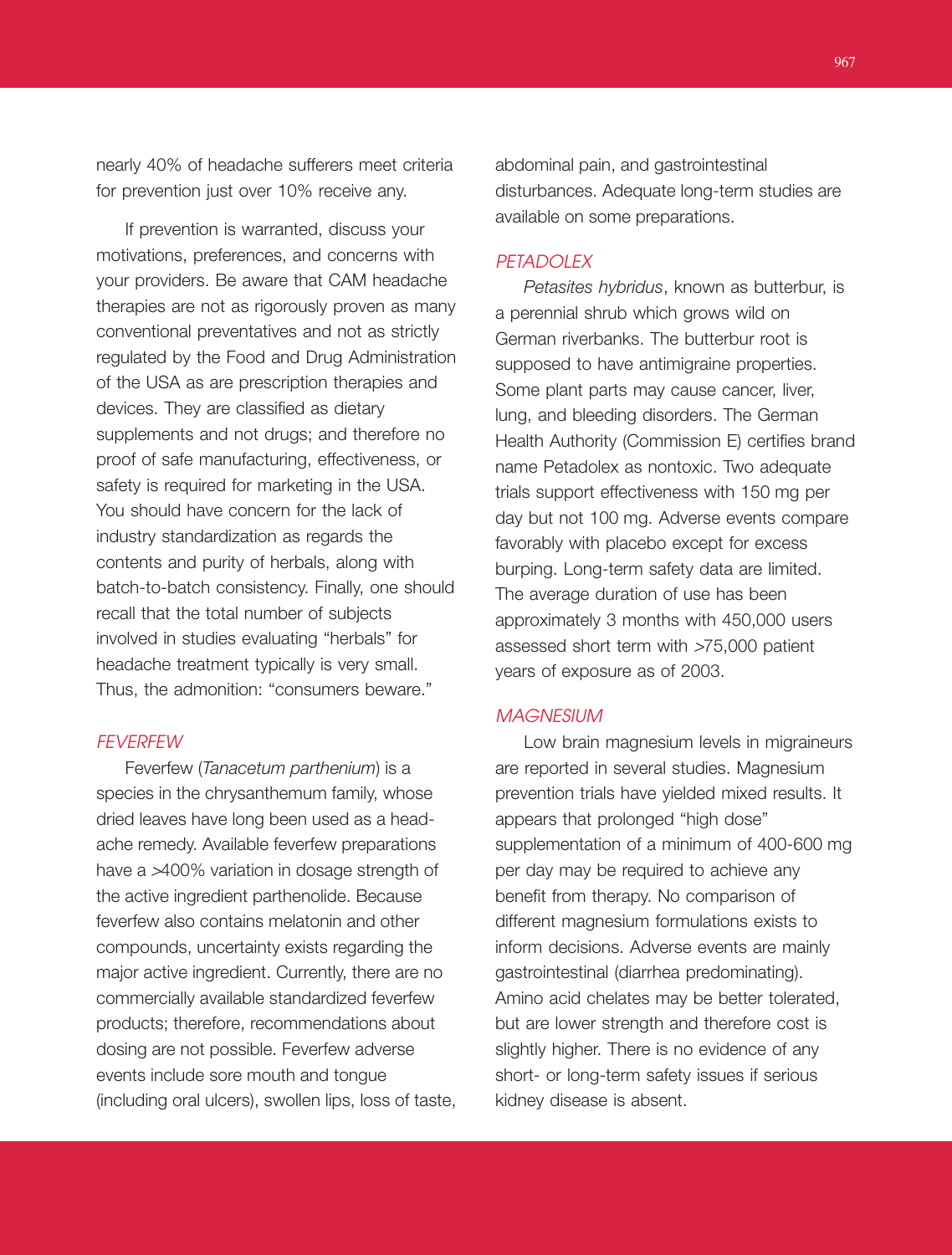nearly 40% of headache sufferers meet criteria for prevention just over 10% receive any.

If prevention is warranted, discuss your motivations, preferences, and concerns with your providers. Be aware that CAM headache therapies are not as rigorously proven as many conventional preventatives and not as strictly regulated by the Food and Drug Administration of the USA as are prescription therapies and devices. They are classified as dietary supplements and not drugs; and therefore no proof of safe manufacturing, effectiveness, or safety is required for marketing in the USA. You should have concern for the lack of industry standardization as regards the contents and purity of herbals, along with batch-to-batch consistency. Finally, one should recall that the total number of subjects involved in studies evaluating "herbals" for headache treatment typically is very small. Thus, the admonition: "consumers beware."

### *FEVERFEW*

Feverfew (*Tanacetum parthenium*) is a species in the chrysanthemum family, whose dried leaves have long been used as a headache remedy. Available feverfew preparations have a >400% variation in dosage strength of the active ingredient parthenolide. Because feverfew also contains melatonin and other compounds, uncertainty exists regarding the major active ingredient. Currently, there are no commercially available standardized feverfew products; therefore, recommendations about dosing are not possible. Feverfew adverse events include sore mouth and tongue (including oral ulcers), swollen lips, loss of taste, abdominal pain, and gastrointestinal disturbances. Adequate long-term studies are available on some preparations.

### *PETADOLEX*

*Petasites hybridus*, known as butterbur, is a perennial shrub which grows wild on German riverbanks. The butterbur root is supposed to have antimigraine properties. Some plant parts may cause cancer, liver, lung, and bleeding disorders. The German Health Authority (Commission E) certifies brand name Petadolex as nontoxic. Two adequate trials support effectiveness with 150 mg per day but not 100 mg. Adverse events compare favorably with placebo except for excess burping. Long-term safety data are limited. The average duration of use has been approximately 3 months with 450,000 users assessed short term with >75,000 patient years of exposure as of 2003.

### *MAGNESIUM*

Low brain magnesium levels in migraineurs are reported in several studies. Magnesium prevention trials have yielded mixed results. It appears that prolonged "high dose" supplementation of a minimum of 400-600 mg per day may be required to achieve any benefit from therapy. No comparison of different magnesium formulations exists to inform decisions. Adverse events are mainly gastrointestinal (diarrhea predominating). Amino acid chelates may be better tolerated, but are lower strength and therefore cost is slightly higher. There is no evidence of any short- or long-term safety issues if serious kidney disease is absent.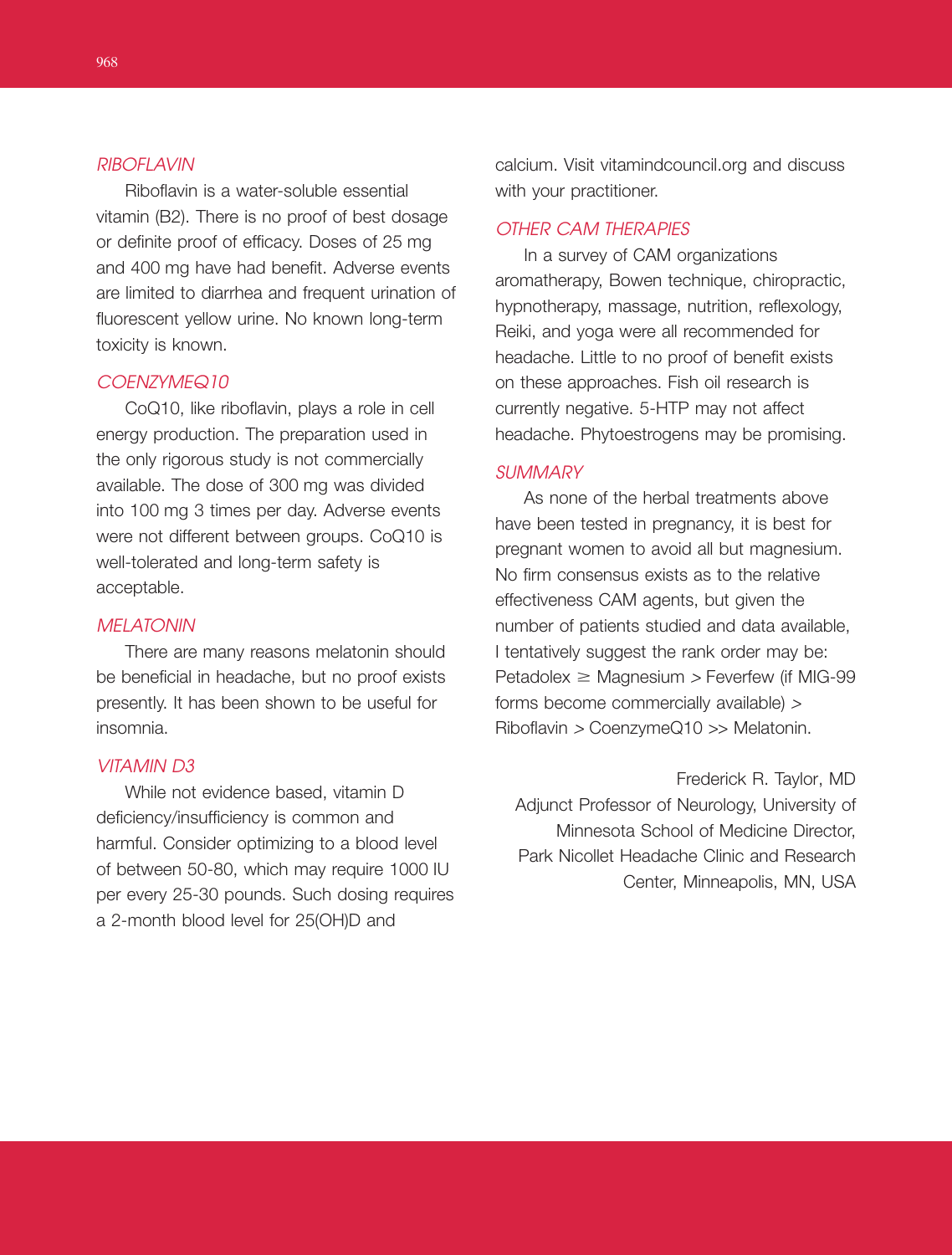### RIBOFLAVIN

Riboflavin is a water-soluble essential vitamin (B2). There is no proof of best dosage or definite proof of efficacy. Doses of 25 mg and 400 mg have had benefit. Adverse events are limited to diarrhea and frequent urination of fluorescent yellow urine. No known long-term toxicity is known.

### COENZYMEQ10

CoQ10, like riboflavin, plays a role in cell energy production. The preparation used in the only rigorous study is not commercially available. The dose of 300 mg was divided into 100 mg 3 times per day. Adverse events were not different between groups. CoQ10 is well-tolerated and long-term safety is acceptable.

### MELATONIN

There are many reasons melatonin should be beneficial in headache, but no proof exists presently. It has been shown to be useful for insomnia.

### VITAMIN D3

While not evidence based, vitamin D deficiency/insufficiency is common and harmful. Consider optimizing to a blood level of between 50-80, which may require 1000 IU per every 25-30 pounds. Such dosing requires a 2-month blood level for 25(OH)D and calcium. Visit vitamindcouncil.org and discuss with your practitioner.

### OTHER CAM THERAPIES

In a survey of CAM organizations aromatherapy, Bowen technique, chiropractic, hypnotherapy, massage, nutrition, reflexology, Reiki, and yoga were all recommended for headache. Little to no proof of benefit exists on these approaches. Fish oil research is currently negative. 5-HTP may not affect headache. Phytoestrogens may be promising.

### SUMMARY

As none of the herbal treatments above have been tested in pregnancy, it is best for pregnant women to avoid all but magnesium. No firm consensus exists as to the relative effectiveness CAM agents, but given the number of patients studied and data available, I tentatively suggest the rank order may be: Petadolex ≥ Magnesium > Feverfew (if MIG-99 forms become commercially available) > Riboflavin > CoenzymeQ10 >> Melatonin.

Frederick R. Taylor, MD
Adjunct Professor of Neurology, University of Minnesota School of Medicine Director, Park Nicollet Headache Clinic and Research Center, Minneapolis, MN, USA